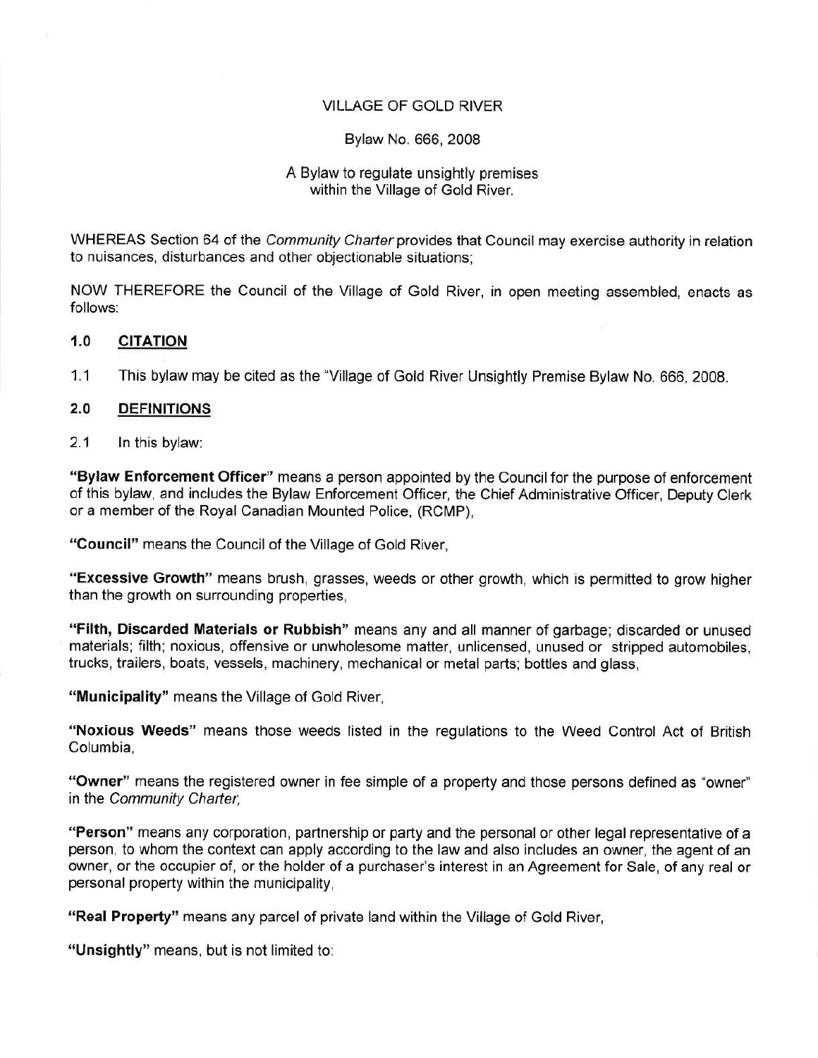VILLAGE OF GOLD RIVER

Bylaw No. 666, 2008

A Bylaw to regulate unsightly premises within the Village of Gold River.

WHEREAS Section 64 of the *Community Charter* provides that Council may exercise authority in relation to nuisances, disturbances and other objectionable situations;

NOW THEREFORE the Council of the Village of Gold River, in open meeting assembled, enacts as follows:

## 1.0 CITATION

1.1 This bylaw may be cited as the "Village of Gold River Unsightly Premise Bylaw No. 666, 2008.

## 2.0 DEFINITIONS

2.1 In this bylaw:

**"Bylaw Enforcement Officer"** means a person appointed by the Council for the purpose of enforcement of this bylaw, and includes the Bylaw Enforcement Officer, the Chief Administrative Officer, Deputy Clerk or a member of the Royal Canadian Mounted Police, (RCMP),

**"Council"** means the Council of the Village of Gold River,

**"Excessive Growth"** means brush, grasses, weeds or other growth, which is permitted to grow higher than the growth on surrounding properties,

**"Filth, Discarded Materials or Rubbish"** means any and all manner of garbage; discarded or unused materials; filth; noxious, offensive or unwholesome matter, unlicensed, unused or stripped automobiles, trucks, trailers, boats, vessels, machinery, mechanical or metal parts; bottles and glass,

**"Municipality"** means the Village of Gold River,

**"Noxious Weeds"** means those weeds listed in the regulations to the Weed Control Act of British Columbia,

**"Owner"** means the registered owner in fee simple of a property and those persons defined as "owner" in the *Community Charter*,

**"Person"** means any corporation, partnership or party and the personal or other legal representative of a person, to whom the context can apply according to the law and also includes an owner, the agent of an owner, or the occupier of, or the holder of a purchaser's interest in an Agreement for Sale, of any real or personal property within the municipality,

**"Real Property"** means any parcel of private land within the Village of Gold River,

**"Unsightly"** means, but is not limited to: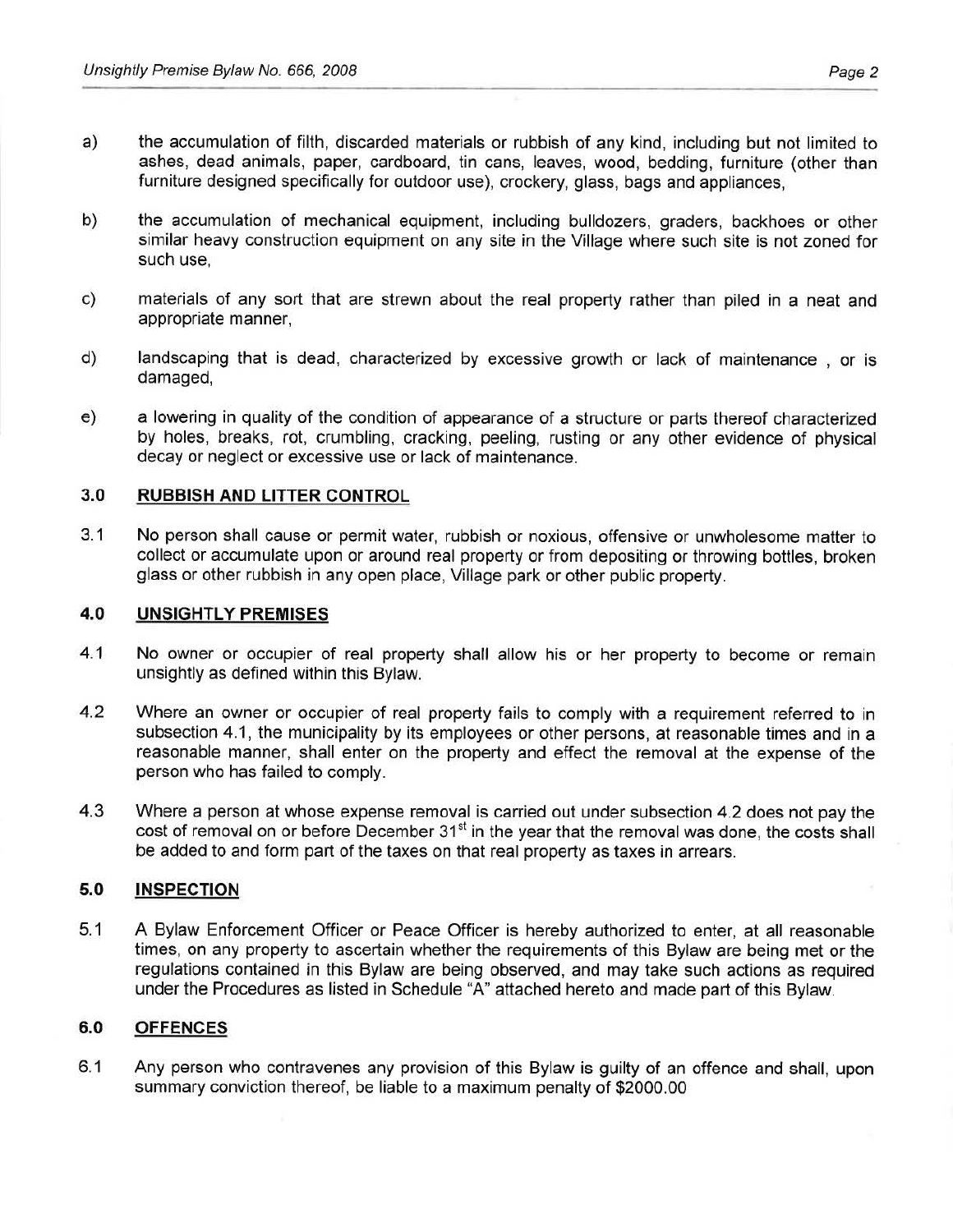a) the accumulation of filth, discarded materials or rubbish of any kind, including but not limited to ashes, dead animals, paper, cardboard, tin cans, leaves, wood, bedding, furniture (other than furniture designed specifically for outdoor use), crockery, glass, bags and appliances,

b) the accumulation of mechanical equipment, including bulldozers, graders, backhoes or other similar heavy construction equipment on any site in the Village where such site is not zoned for such use,

c) materials of any sort that are strewn about the real property rather than piled in a neat and appropriate manner,

d) landscaping that is dead, characterized by excessive growth or lack of maintenance , or is damaged,

e) a lowering in quality of the condition of appearance of a structure or parts thereof characterized by holes, breaks, rot, crumbling, cracking, peeling, rusting or any other evidence of physical decay or neglect or excessive use or lack of maintenance.

## 3.0 RUBBISH AND LITTER CONTROL

3.1 No person shall cause or permit water, rubbish or noxious, offensive or unwholesome matter to collect or accumulate upon or around real property or from depositing or throwing bottles, broken glass or other rubbish in any open place, Village park or other public property.

## 4.0 UNSIGHTLY PREMISES

4.1 No owner or occupier of real property shall allow his or her property to become or remain unsightly as defined within this Bylaw.

4.2 Where an owner or occupier of real property fails to comply with a requirement referred to in subsection 4.1, the municipality by its employees or other persons, at reasonable times and in a reasonable manner, shall enter on the property and effect the removal at the expense of the person who has failed to comply.

4.3 Where a person at whose expense removal is carried out under subsection 4.2 does not pay the cost of removal on or before December 31st in the year that the removal was done, the costs shall be added to and form part of the taxes on that real property as taxes in arrears.

## 5.0 INSPECTION

5.1 A Bylaw Enforcement Officer or Peace Officer is hereby authorized to enter, at all reasonable times, on any property to ascertain whether the requirements of this Bylaw are being met or the regulations contained in this Bylaw are being observed, and may take such actions as required under the Procedures as listed in Schedule "A" attached hereto and made part of this Bylaw.

## 6.0 OFFENCES

6.1 Any person who contravenes any provision of this Bylaw is guilty of an offence and shall, upon summary conviction thereof, be liable to a maximum penalty of $2000.00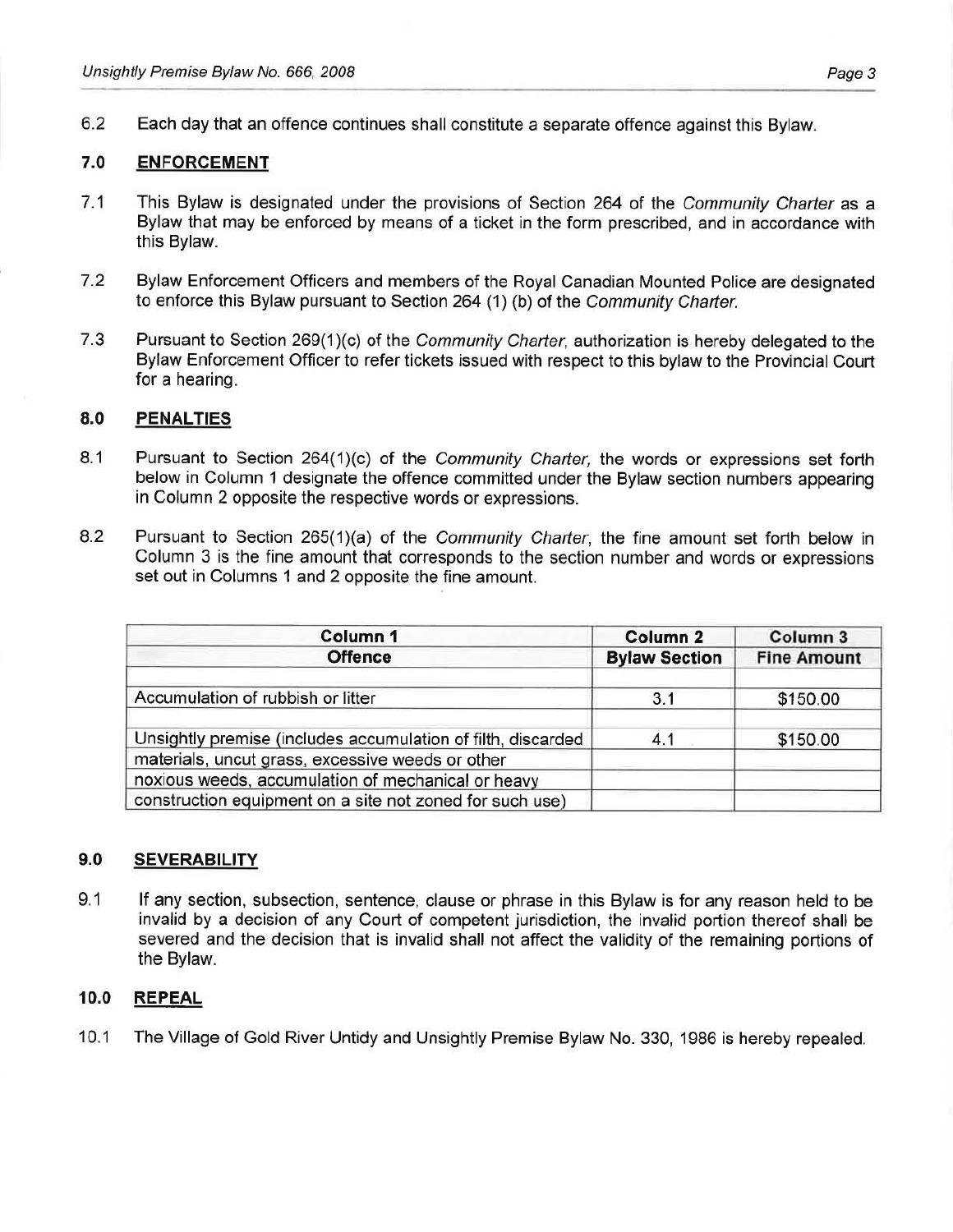6.2 Each day that an offence continues shall constitute a separate offence against this Bylaw.

## 7.0 ENFORCEMENT

7.1 This Bylaw is designated under the provisions of Section 264 of the *Community Charter* as a Bylaw that may be enforced by means of a ticket in the form prescribed, and in accordance with this Bylaw.

7.2 Bylaw Enforcement Officers and members of the Royal Canadian Mounted Police are designated to enforce this Bylaw pursuant to Section 264 (1) (b) of the *Community Charter.*

7.3 Pursuant to Section 269(1)(c) of the *Community Charter*, authorization is hereby delegated to the Bylaw Enforcement Officer to refer tickets issued with respect to this bylaw to the Provincial Court for a hearing.

## 8.0 PENALTIES

8.1 Pursuant to Section 264(1)(c) of the *Community Charter,* the words or expressions set forth below in Column 1 designate the offence committed under the Bylaw section numbers appearing in Column 2 opposite the respective words or expressions.

8.2 Pursuant to Section 265(1)(a) of the *Community Charter*, the fine amount set forth below in Column 3 is the fine amount that corresponds to the section number and words or expressions set out in Columns 1 and 2 opposite the fine amount.

| Column 1<br>Offence | Column 2<br>Bylaw Section | Column 3<br>Fine Amount |
|---|---|---|
| Accumulation of rubbish or litter | 3.1 | $150.00 |
| Unsightly premise (includes accumulation of filth, discarded materials, uncut grass, excessive weeds or other noxious weeds, accumulation of mechanical or heavy construction equipment on a site not zoned for such use) | 4.1 | $150.00 |

## 9.0 SEVERABILITY

9.1 If any section, subsection, sentence, clause or phrase in this Bylaw is for any reason held to be invalid by a decision of any Court of competent jurisdiction, the invalid portion thereof shall be severed and the decision that is invalid shall not affect the validity of the remaining portions of the Bylaw.

## 10.0 REPEAL

10.1 The Village of Gold River Untidy and Unsightly Premise Bylaw No. 330, 1986 is hereby repealed.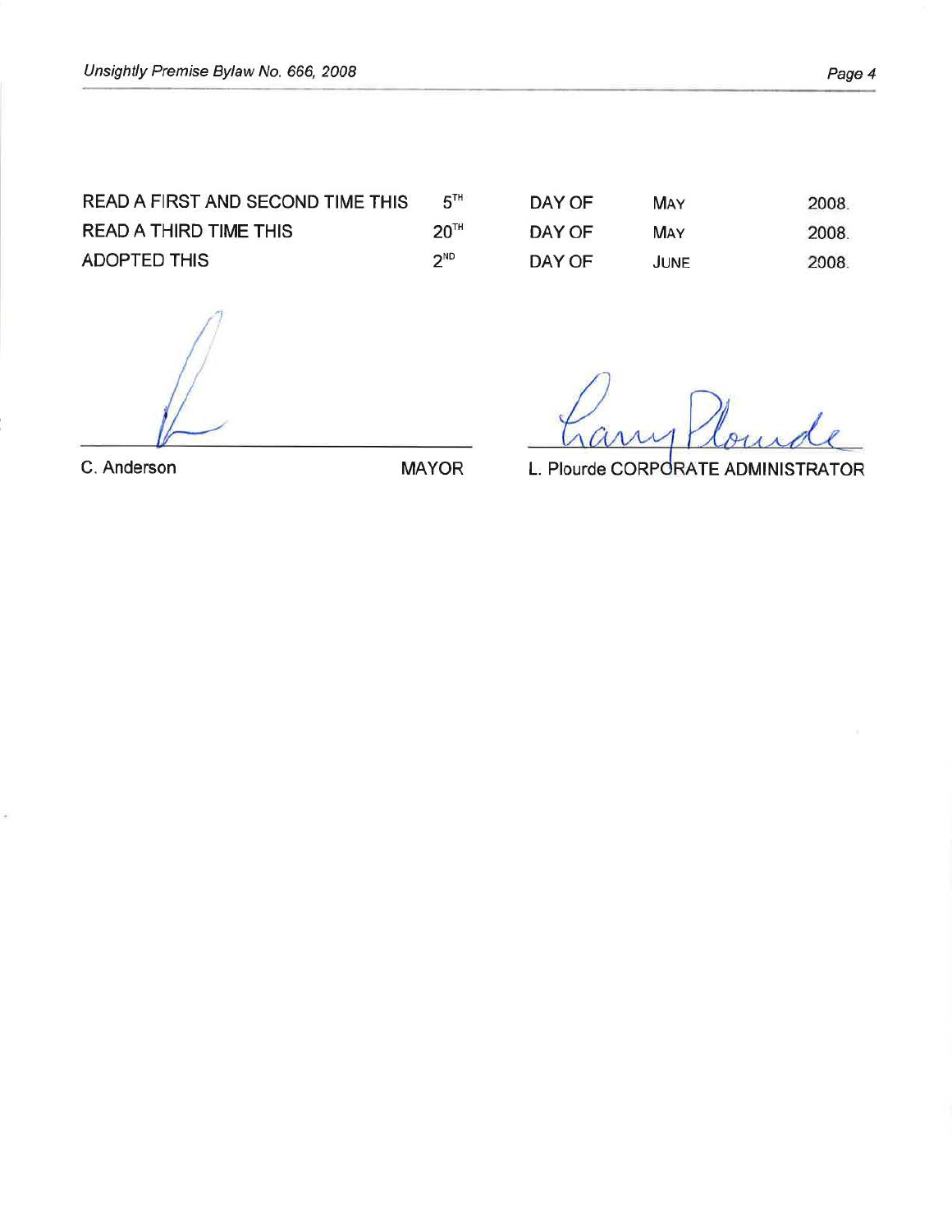| | | | | |
|---|---|---|---|---|
| READ A FIRST AND SECOND TIME THIS | 5TH | DAY OF | MAY | 2008. |
| READ A THIRD TIME THIS | 20TH | DAY OF | MAY | 2008. |
| ADOPTED THIS | 2ND | DAY OF | JUNE | 2008. |

C. Anderson MAYOR

L. Plourde CORPORATE ADMINISTRATOR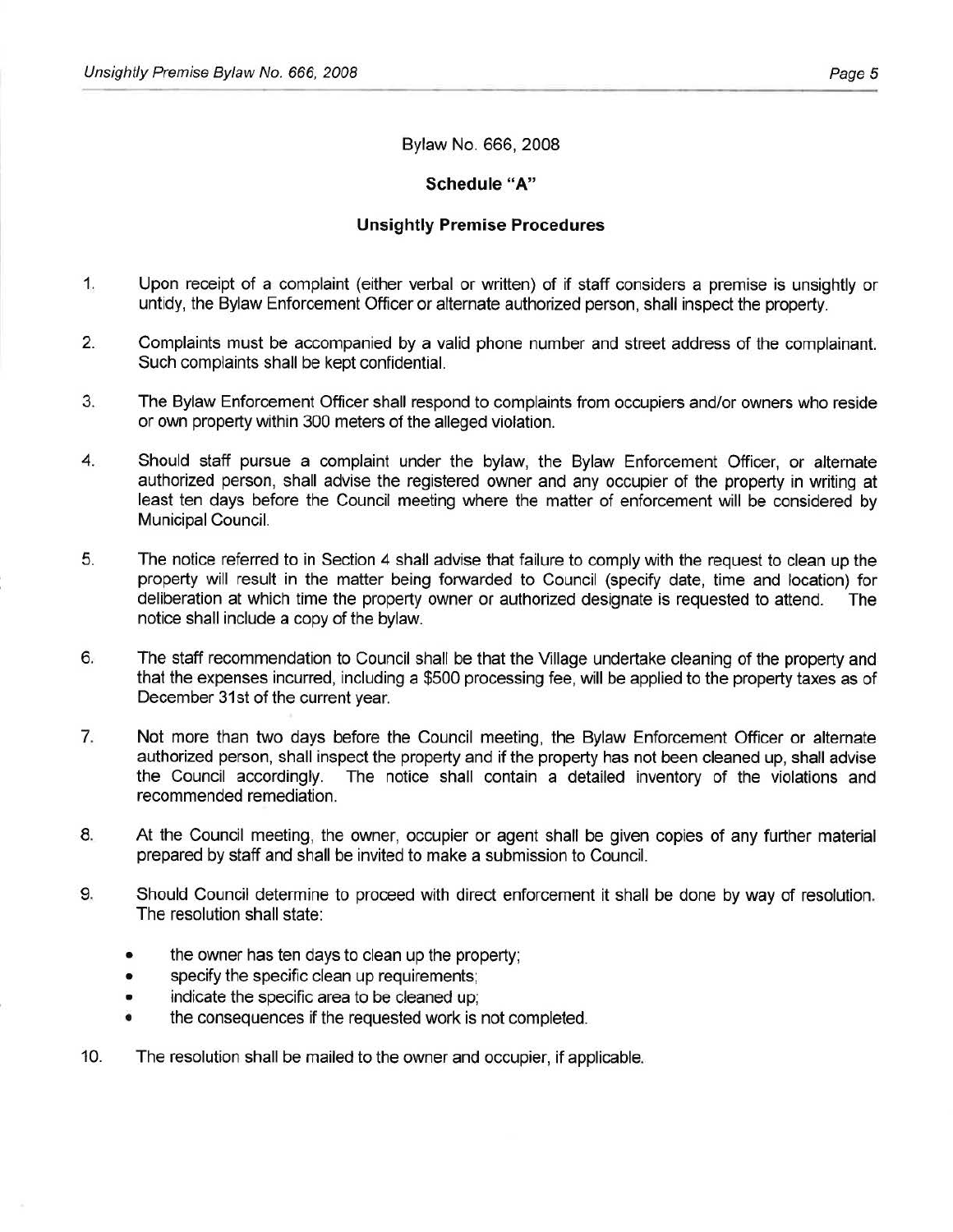Bylaw No. 666, 2008

## Schedule "A"

### Unsighty Premise Procedures

1. Upon receipt of a complaint (either verbal or written) of if staff considers a premise is unsightly or untidy, the Bylaw Enforcement Officer or alternate authorized person, shall inspect the property.

2. Complaints must be accompanied by a valid phone number and street address of the complainant. Such complaints shall be kept confidential.

3. The Bylaw Enforcement Officer shall respond to complaints from occupiers and/or owners who reside or own property within 300 meters of the alleged violation.

4. Should staff pursue a complaint under the bylaw, the Bylaw Enforcement Officer, or alternate authorized person, shall advise the registered owner and any occupier of the property in writing at least ten days before the Council meeting where the matter of enforcement will be considered by Municipal Council.

5. The notice referred to in Section 4 shall advise that failure to comply with the request to clean up the property will result in the matter being forwarded to Council (specify date, time and location) for deliberation at which time the property owner or authorized designate is requested to attend. The notice shall include a copy of the bylaw.

6. The staff recommendation to Council shall be that the Village undertake cleaning of the property and that the expenses incurred, including a $500 processing fee, will be applied to the property taxes as of December 31st of the current year.

7. Not more than two days before the Council meeting, the Bylaw Enforcement Officer or alternate authorized person, shall inspect the property and if the property has not been cleaned up, shall advise the Council accordingly. The notice shall contain a detailed inventory of the violations and recommended remediation.

8. At the Council meeting, the owner, occupier or agent shall be given copies of any further material prepared by staff and shall be invited to make a submission to Council.

9. Should Council determine to proceed with direct enforcement it shall be done by way of resolution. The resolution shall state:
   - the owner has ten days to clean up the property;
   - specify the specific clean up requirements;
   - indicate the specific area to be cleaned up;
   - the consequences if the requested work is not completed.

10. The resolution shall be mailed to the owner and occupier, if applicable.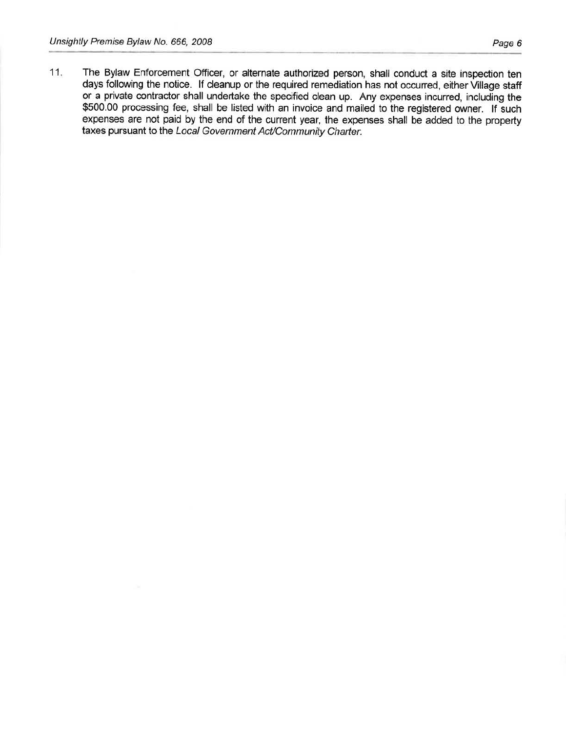11. The Bylaw Enforcement Officer, or alternate authorized person, shall conduct a site inspection ten days following the notice. If cleanup or the required remediation has not occurred, either Village staff or a private contractor shall undertake the specified clean up. Any expenses incurred, including the $500.00 processing fee, shall be listed with an invoice and mailed to the registered owner. If such expenses are not paid by the end of the current year, the expenses shall be added to the property taxes pursuant to the *Local Government Act/Community Charter*.